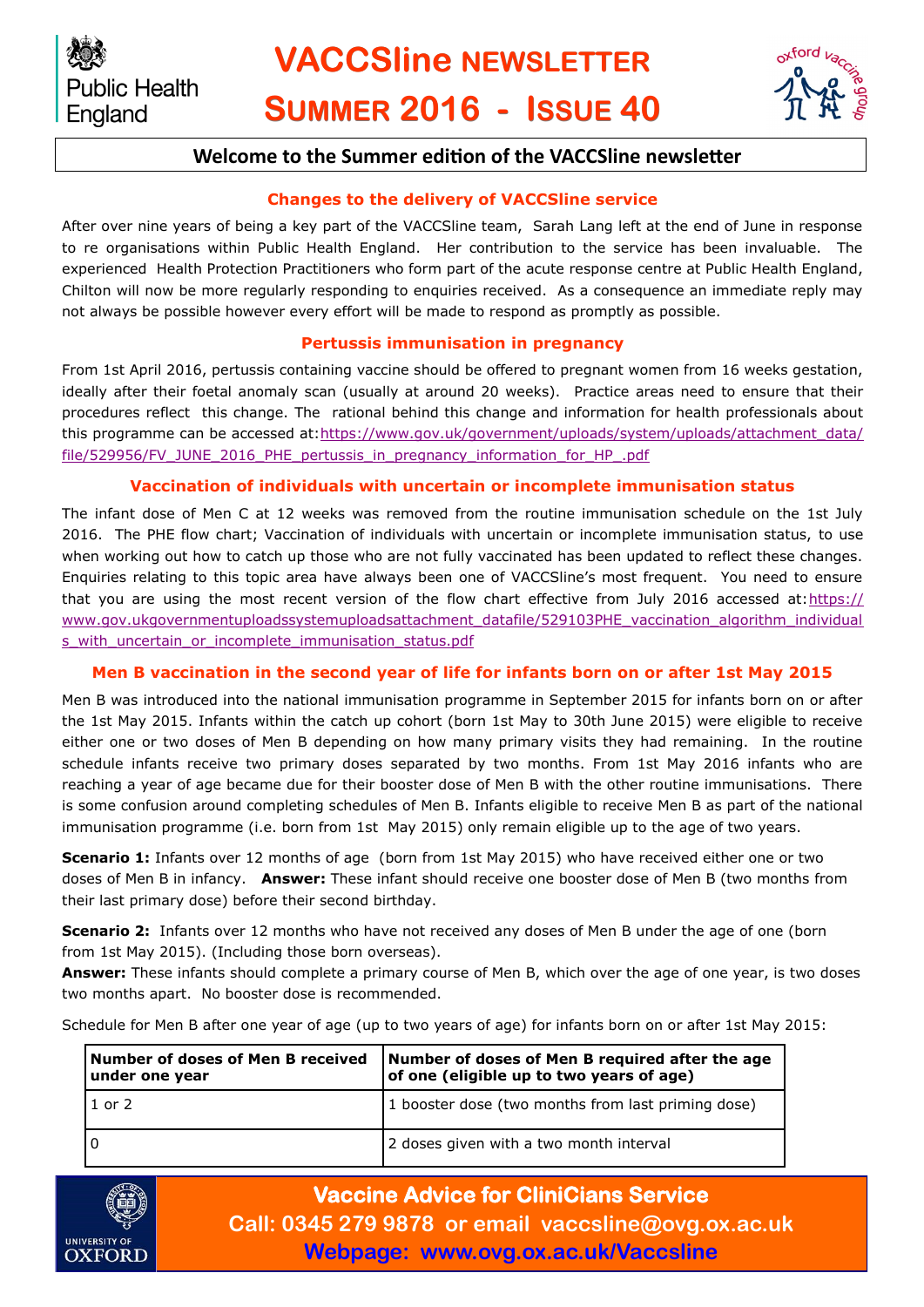# VACCSline NEWSLETTER

# SUMMER 2016 - ISSUE 40

## Welcome to the Summer edition of the VACCSline newsletter

### Changes to the delivery of VACCSline service

After over nine years of being a key part of the VACCSline team, Sarah Lang left at the end of June in response to re organisations within Public Health England. Her contribution to the service has been invaluable. The experienced Health Protection Practitioners who form part of the acute response centre at Public Health England, Chilton will now be more regularly responding to enquiries received. As a consequence an immediate reply may not always be possible however every effort will be made to respond as promptly as possible.

### Pertussis immunisation in pregnancy

From 1st April 2016, pertussis containing vaccine should be offered to pregnant women from 16 weeks gestation, ideally after their foetal anomaly scan (usually at around 20 weeks). Practice areas need to ensure that their procedures reflect this change. The rational behind this change and information for health professionals about this programme can be accessed at: https://www.gov.uk/government/uploads/system/uploads/attachment_data/file/529956/FV_JUNE_2016_PHE_pertussis_in_pregnancy_information_for_HP_.pdf

### Vaccination of individuals with uncertain or incomplete immunisation status

The infant dose of Men C at 12 weeks was removed from the routine immunisation schedule on the 1st July 2016. The PHE flow chart; Vaccination of individuals with uncertain or incomplete immunisation status, to use when working out how to catch up those who are not fully vaccinated has been updated to reflect these changes. Enquiries relating to this topic area have always been one of VACCSline's most frequent. You need to ensure that you are using the most recent version of the flow chart effective from July 2016 accessed at: https://www.gov.ukgovernmentuploadssystemuploadsattachment_datafile/529103PHE_vaccination_algorithm_individuals_with_uncertain_or_incomplete_immunisation_status.pdf

### Men B vaccination in the second year of life for infants born on or after 1st May 2015

Men B was introduced into the national immunisation programme in September 2015 for infants born on or after the 1st May 2015. Infants within the catch up cohort (born 1st May to 30th June 2015) were eligible to receive either one or two doses of Men B depending on how many primary visits they had remaining. In the routine schedule infants receive two primary doses separated by two months. From 1st May 2016 infants who are reaching a year of age became due for their booster dose of Men B with the other routine immunisations. There is some confusion around completing schedules of Men B. Infants eligible to receive Men B as part of the national immunisation programme (i.e. born from 1st May 2015) only remain eligible up to the age of two years.

**Scenario 1:** Infants over 12 months of age (born from 1st May 2015) who have received either one or two doses of Men B in infancy. **Answer:** These infant should receive one booster dose of Men B (two months from their last primary dose) before their second birthday.

**Scenario 2:** Infants over 12 months who have not received any doses of Men B under the age of one (born from 1st May 2015). (Including those born overseas).
**Answer:** These infants should complete a primary course of Men B, which over the age of one year, is two doses two months apart. No booster dose is recommended.

Schedule for Men B after one year of age (up to two years of age) for infants born on or after 1st May 2015:

| Number of doses of Men B received under one year | Number of doses of Men B required after the age of one (eligible up to two years of age) |
|---|---|
| 1 or 2 | 1 booster dose (two months from last priming dose) |
| 0 | 2 doses given with a two month interval |

**Vaccine Advice for CliniCians Service**
**Call: 0345 279 9878 or email vaccsline@ovg.ox.ac.uk**
**Webpage: www.ovg.ox.ac.uk/Vaccsline**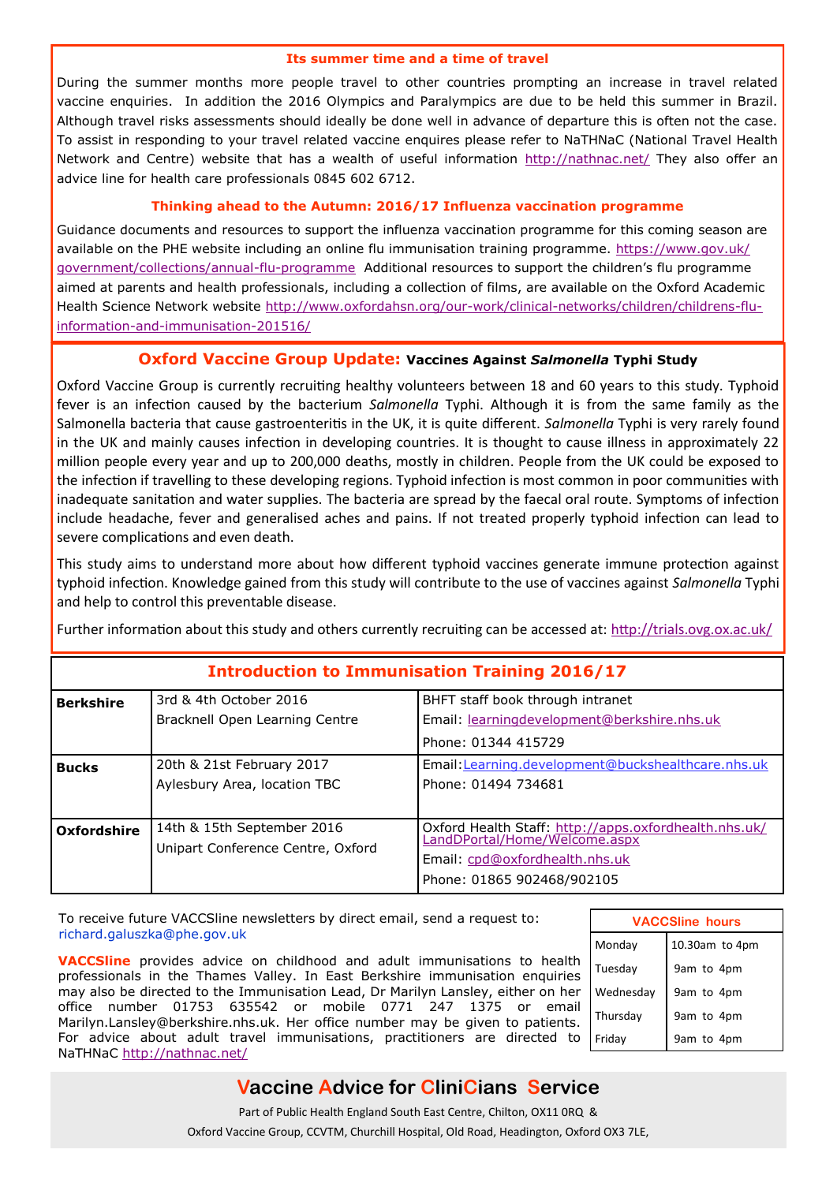## Its summer time and a time of travel

During the summer months more people travel to other countries prompting an increase in travel related vaccine enquiries. In addition the 2016 Olympics and Paralympics are due to be held this summer in Brazil. Although travel risks assessments should ideally be done well in advance of departure this is often not the case. To assist in responding to your travel related vaccine enquires please refer to NaTHNaC (National Travel Health Network and Centre) website that has a wealth of useful information http://nathnac.net/ They also offer an advice line for health care professionals 0845 602 6712.

## Thinking ahead to the Autumn: 2016/17 Influenza vaccination programme

Guidance documents and resources to support the influenza vaccination programme for this coming season are available on the PHE website including an online flu immunisation training programme. https://www.gov.uk/government/collections/annual-flu-programme Additional resources to support the children's flu programme aimed at parents and health professionals, including a collection of films, are available on the Oxford Academic Health Science Network website http://www.oxfordahsn.org/our-work/clinical-networks/children/childrens-flu-information-and-immunisation-201516/

## Oxford Vaccine Group Update: Vaccines Against *Salmonella* Typhi Study

Oxford Vaccine Group is currently recruiting healthy volunteers between 18 and 60 years to this study. Typhoid fever is an infection caused by the bacterium *Salmonella* Typhi. Although it is from the same family as the Salmonella bacteria that cause gastroenteritis in the UK, it is quite different. *Salmonella* Typhi is very rarely found in the UK and mainly causes infection in developing countries. It is thought to cause illness in approximately 22 million people every year and up to 200,000 deaths, mostly in children. People from the UK could be exposed to the infection if travelling to these developing regions. Typhoid infection is most common in poor communities with inadequate sanitation and water supplies. The bacteria are spread by the faecal oral route. Symptoms of infection include headache, fever and generalised aches and pains. If not treated properly typhoid infection can lead to severe complications and even death.

This study aims to understand more about how different typhoid vaccines generate immune protection against typhoid infection. Knowledge gained from this study will contribute to the use of vaccines against *Salmonella* Typhi and help to control this preventable disease.

Further information about this study and others currently recruiting can be accessed at: http://trials.ovg.ox.ac.uk/

## Introduction to Immunisation Training 2016/17

| | | |
|---|---|---|
| **Berkshire** | 3rd & 4th October 2016<br>Bracknell Open Learning Centre | BHFT staff book through intranet<br>Email: learningdevelopment@berkshire.nhs.uk<br>Phone: 01344 415729 |
| **Bucks** | 20th & 21st February 2017<br>Aylesbury Area, location TBC | Email: Learning.development@buckshealthcare.nhs.uk<br>Phone: 01494 734681 |
| **Oxfordshire** | 14th & 15th September 2016<br>Unipart Conference Centre, Oxford | Oxford Health Staff: http://apps.oxfordhealth.nhs.uk/LandDPortal/Home/Welcome.aspx<br>Email: cpd@oxfordhealth.nhs.uk<br>Phone: 01865 902468/902105 |

To receive future VACCSline newsletters by direct email, send a request to: richard.galuszka@phe.gov.uk

**VACCSline** provides advice on childhood and adult immunisations to health professionals in the Thames Valley. In East Berkshire immunisation enquiries may also be directed to the Immunisation Lead, Dr Marilyn Lansley, either on her office number 01753 635542 or mobile 0771 247 1375 or email Marilyn.Lansley@berkshire.nhs.uk. Her office number may be given to patients. For advice about adult travel immunisations, practitioners are directed to NaTHNaC http://nathnac.net/

| VACCSline hours | |
|---|---|
| Monday | 10.30am to 4pm |
| Tuesday | 9am to 4pm |
| Wednesday | 9am to 4pm |
| Thursday | 9am to 4pm |
| Friday | 9am to 4pm |

## Vaccine Advice for CliniCians Service

Part of Public Health England South East Centre, Chilton, OX11 0RQ &

Oxford Vaccine Group, CCVTM, Churchill Hospital, Old Road, Headington, Oxford OX3 7LE,